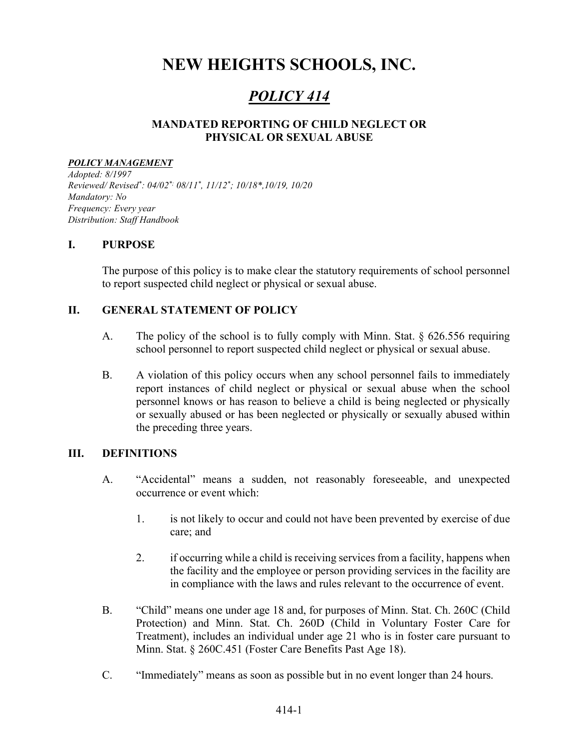# NEW HEIGHTS SCHOOLS, INC.

## *POLICY 414*

### MANDATED REPORTING OF CHILD NEGLECT OR PHYSICAL OR SEXUAL ABUSE

***POLICY MANAGEMENT***

*Adopted: 8/1997*
*Reviewed/ Revised*: 04/02*; 08/11*, 11/12*; 10/18*,10/19, 10/20*
*Mandatory: No*
*Frequency: Every year*
*Distribution: Staff Handbook*

## I. PURPOSE

The purpose of this policy is to make clear the statutory requirements of school personnel to report suspected child neglect or physical or sexual abuse.

## II. GENERAL STATEMENT OF POLICY

A. The policy of the school is to fully comply with Minn. Stat. § 626.556 requiring school personnel to report suspected child neglect or physical or sexual abuse.

B. A violation of this policy occurs when any school personnel fails to immediately report instances of child neglect or physical or sexual abuse when the school personnel knows or has reason to believe a child is being neglected or physically or sexually abused or has been neglected or physically or sexually abused within the preceding three years.

## III. DEFINITIONS

A. "Accidental" means a sudden, not reasonably foreseeable, and unexpected occurrence or event which:

1. is not likely to occur and could not have been prevented by exercise of due care; and

2. if occurring while a child is receiving services from a facility, happens when the facility and the employee or person providing services in the facility are in compliance with the laws and rules relevant to the occurrence of event.

B. "Child" means one under age 18 and, for purposes of Minn. Stat. Ch. 260C (Child Protection) and Minn. Stat. Ch. 260D (Child in Voluntary Foster Care for Treatment), includes an individual under age 21 who is in foster care pursuant to Minn. Stat. § 260C.451 (Foster Care Benefits Past Age 18).

C. "Immediately" means as soon as possible but in no event longer than 24 hours.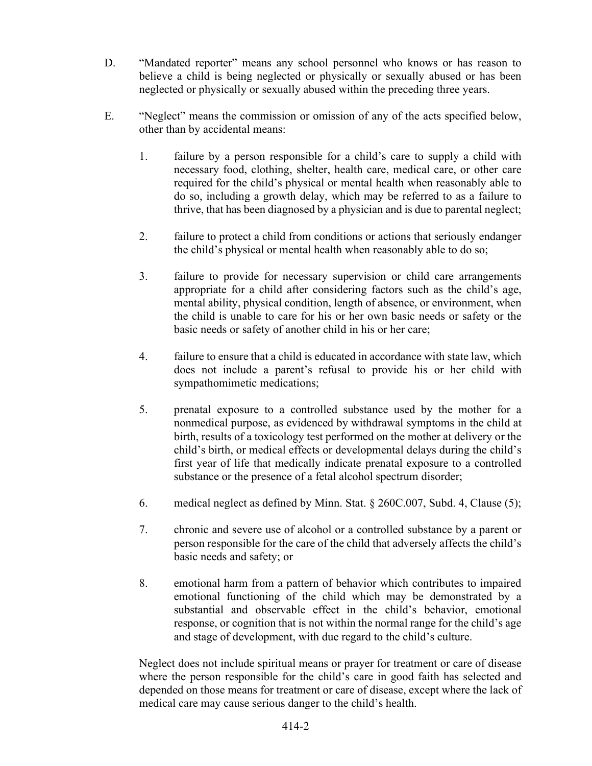D. "Mandated reporter" means any school personnel who knows or has reason to believe a child is being neglected or physically or sexually abused or has been neglected or physically or sexually abused within the preceding three years.

E. "Neglect" means the commission or omission of any of the acts specified below, other than by accidental means:

1. failure by a person responsible for a child's care to supply a child with necessary food, clothing, shelter, health care, medical care, or other care required for the child's physical or mental health when reasonably able to do so, including a growth delay, which may be referred to as a failure to thrive, that has been diagnosed by a physician and is due to parental neglect;

2. failure to protect a child from conditions or actions that seriously endanger the child's physical or mental health when reasonably able to do so;

3. failure to provide for necessary supervision or child care arrangements appropriate for a child after considering factors such as the child's age, mental ability, physical condition, length of absence, or environment, when the child is unable to care for his or her own basic needs or safety or the basic needs or safety of another child in his or her care;

4. failure to ensure that a child is educated in accordance with state law, which does not include a parent's refusal to provide his or her child with sympathomimetic medications;

5. prenatal exposure to a controlled substance used by the mother for a nonmedical purpose, as evidenced by withdrawal symptoms in the child at birth, results of a toxicology test performed on the mother at delivery or the child's birth, or medical effects or developmental delays during the child's first year of life that medically indicate prenatal exposure to a controlled substance or the presence of a fetal alcohol spectrum disorder;

6. medical neglect as defined by Minn. Stat. § 260C.007, Subd. 4, Clause (5);

7. chronic and severe use of alcohol or a controlled substance by a parent or person responsible for the care of the child that adversely affects the child's basic needs and safety; or

8. emotional harm from a pattern of behavior which contributes to impaired emotional functioning of the child which may be demonstrated by a substantial and observable effect in the child's behavior, emotional response, or cognition that is not within the normal range for the child's age and stage of development, with due regard to the child's culture.

Neglect does not include spiritual means or prayer for treatment or care of disease where the person responsible for the child's care in good faith has selected and depended on those means for treatment or care of disease, except where the lack of medical care may cause serious danger to the child's health.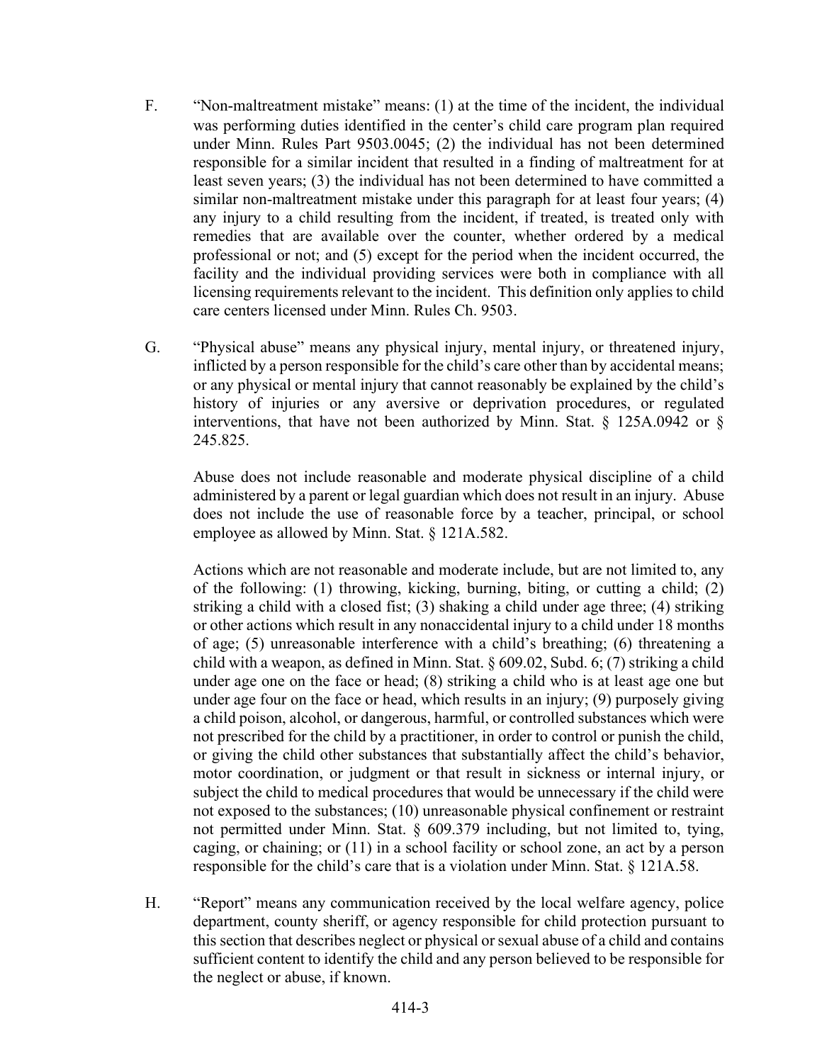F. "Non-maltreatment mistake" means: (1) at the time of the incident, the individual was performing duties identified in the center's child care program plan required under Minn. Rules Part 9503.0045; (2) the individual has not been determined responsible for a similar incident that resulted in a finding of maltreatment for at least seven years; (3) the individual has not been determined to have committed a similar non-maltreatment mistake under this paragraph for at least four years; (4) any injury to a child resulting from the incident, if treated, is treated only with remedies that are available over the counter, whether ordered by a medical professional or not; and (5) except for the period when the incident occurred, the facility and the individual providing services were both in compliance with all licensing requirements relevant to the incident. This definition only applies to child care centers licensed under Minn. Rules Ch. 9503.

G. "Physical abuse" means any physical injury, mental injury, or threatened injury, inflicted by a person responsible for the child's care other than by accidental means; or any physical or mental injury that cannot reasonably be explained by the child's history of injuries or any aversive or deprivation procedures, or regulated interventions, that have not been authorized by Minn. Stat. § 125A.0942 or § 245.825.

Abuse does not include reasonable and moderate physical discipline of a child administered by a parent or legal guardian which does not result in an injury. Abuse does not include the use of reasonable force by a teacher, principal, or school employee as allowed by Minn. Stat. § 121A.582.

Actions which are not reasonable and moderate include, but are not limited to, any of the following: (1) throwing, kicking, burning, biting, or cutting a child; (2) striking a child with a closed fist; (3) shaking a child under age three; (4) striking or other actions which result in any nonaccidental injury to a child under 18 months of age; (5) unreasonable interference with a child's breathing; (6) threatening a child with a weapon, as defined in Minn. Stat. § 609.02, Subd. 6; (7) striking a child under age one on the face or head; (8) striking a child who is at least age one but under age four on the face or head, which results in an injury; (9) purposely giving a child poison, alcohol, or dangerous, harmful, or controlled substances which were not prescribed for the child by a practitioner, in order to control or punish the child, or giving the child other substances that substantially affect the child's behavior, motor coordination, or judgment or that result in sickness or internal injury, or subject the child to medical procedures that would be unnecessary if the child were not exposed to the substances; (10) unreasonable physical confinement or restraint not permitted under Minn. Stat. § 609.379 including, but not limited to, tying, caging, or chaining; or (11) in a school facility or school zone, an act by a person responsible for the child's care that is a violation under Minn. Stat. § 121A.58.

H. "Report" means any communication received by the local welfare agency, police department, county sheriff, or agency responsible for child protection pursuant to this section that describes neglect or physical or sexual abuse of a child and contains sufficient content to identify the child and any person believed to be responsible for the neglect or abuse, if known.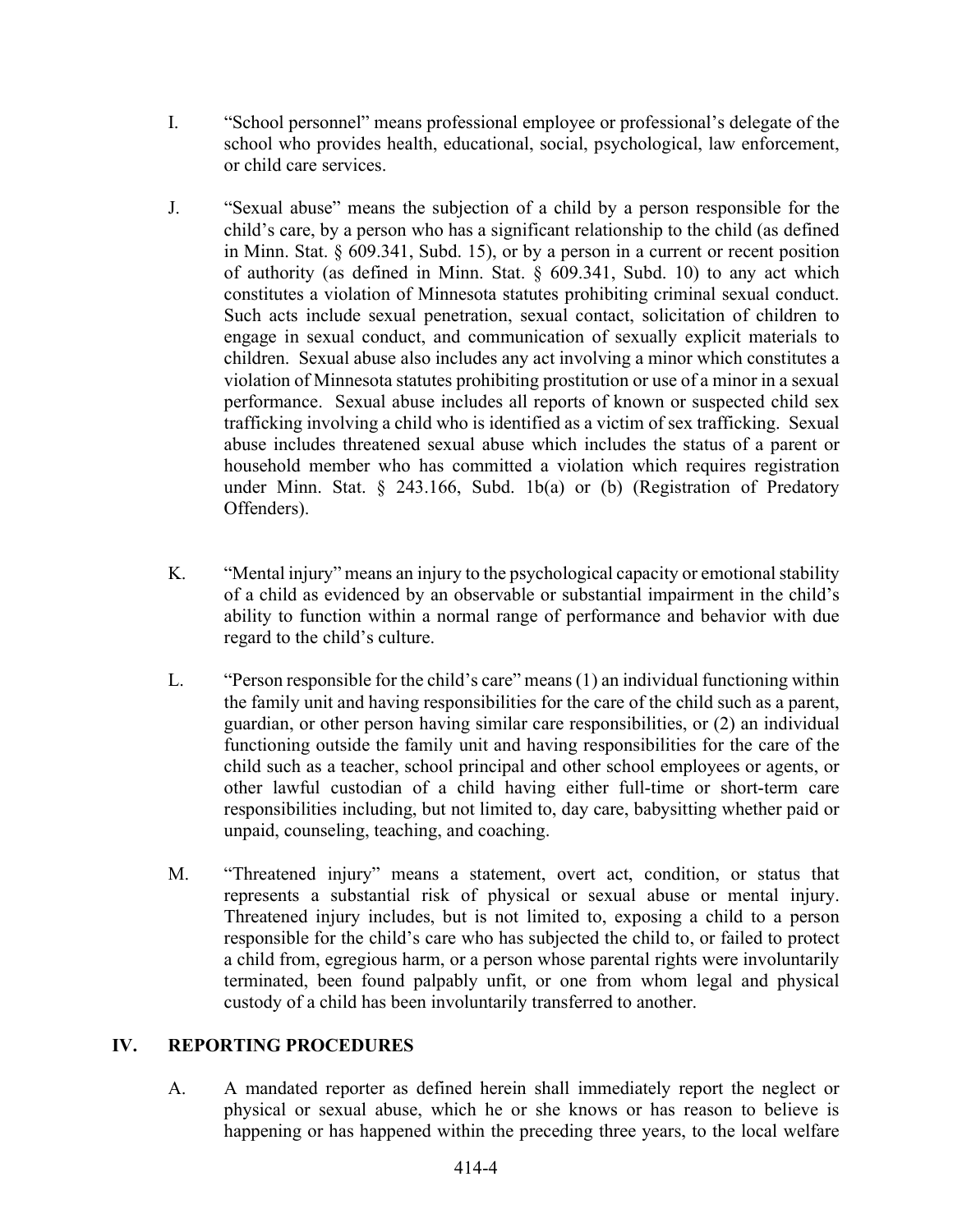I. "School personnel" means professional employee or professional's delegate of the school who provides health, educational, social, psychological, law enforcement, or child care services.

J. "Sexual abuse" means the subjection of a child by a person responsible for the child's care, by a person who has a significant relationship to the child (as defined in Minn. Stat. § 609.341, Subd. 15), or by a person in a current or recent position of authority (as defined in Minn. Stat. § 609.341, Subd. 10) to any act which constitutes a violation of Minnesota statutes prohibiting criminal sexual conduct. Such acts include sexual penetration, sexual contact, solicitation of children to engage in sexual conduct, and communication of sexually explicit materials to children. Sexual abuse also includes any act involving a minor which constitutes a violation of Minnesota statutes prohibiting prostitution or use of a minor in a sexual performance. Sexual abuse includes all reports of known or suspected child sex trafficking involving a child who is identified as a victim of sex trafficking. Sexual abuse includes threatened sexual abuse which includes the status of a parent or household member who has committed a violation which requires registration under Minn. Stat. § 243.166, Subd. 1b(a) or (b) (Registration of Predatory Offenders).

K. "Mental injury" means an injury to the psychological capacity or emotional stability of a child as evidenced by an observable or substantial impairment in the child's ability to function within a normal range of performance and behavior with due regard to the child's culture.

L. "Person responsible for the child's care" means (1) an individual functioning within the family unit and having responsibilities for the care of the child such as a parent, guardian, or other person having similar care responsibilities, or (2) an individual functioning outside the family unit and having responsibilities for the care of the child such as a teacher, school principal and other school employees or agents, or other lawful custodian of a child having either full-time or short-term care responsibilities including, but not limited to, day care, babysitting whether paid or unpaid, counseling, teaching, and coaching.

M. "Threatened injury" means a statement, overt act, condition, or status that represents a substantial risk of physical or sexual abuse or mental injury. Threatened injury includes, but is not limited to, exposing a child to a person responsible for the child's care who has subjected the child to, or failed to protect a child from, egregious harm, or a person whose parental rights were involuntarily terminated, been found palpably unfit, or one from whom legal and physical custody of a child has been involuntarily transferred to another.

## IV. REPORTING PROCEDURES

A. A mandated reporter as defined herein shall immediately report the neglect or physical or sexual abuse, which he or she knows or has reason to believe is happening or has happened within the preceding three years, to the local welfare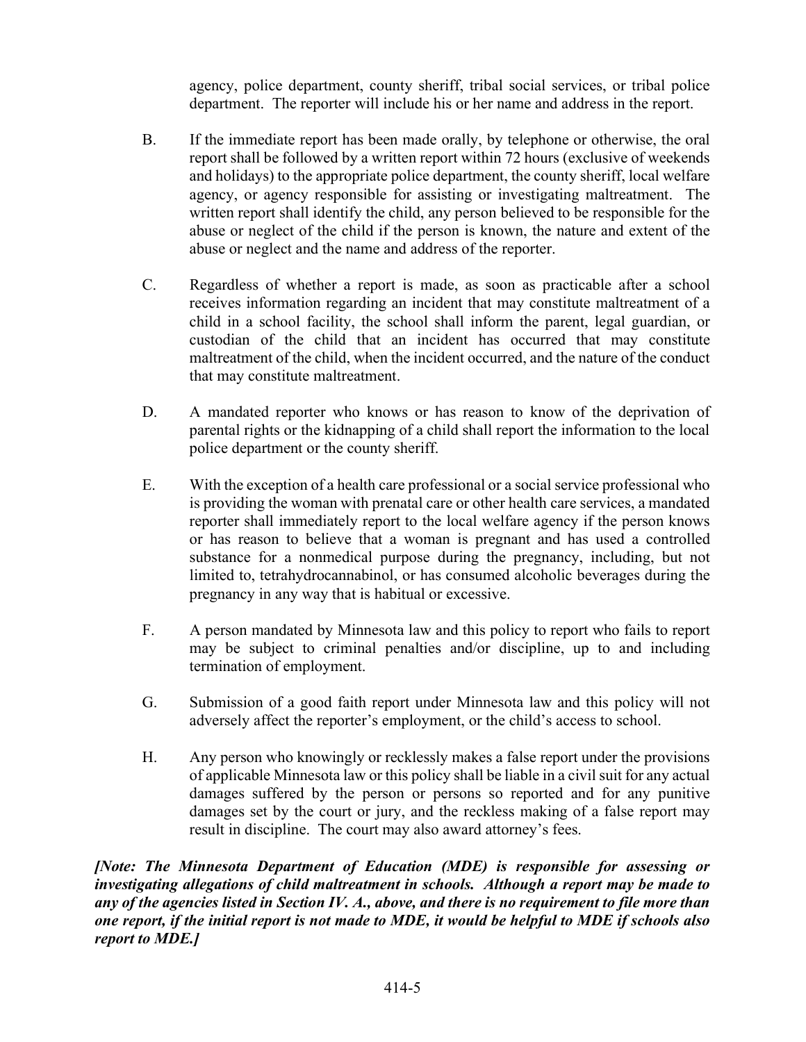agency, police department, county sheriff, tribal social services, or tribal police department. The reporter will include his or her name and address in the report.

B. If the immediate report has been made orally, by telephone or otherwise, the oral report shall be followed by a written report within 72 hours (exclusive of weekends and holidays) to the appropriate police department, the county sheriff, local welfare agency, or agency responsible for assisting or investigating maltreatment. The written report shall identify the child, any person believed to be responsible for the abuse or neglect of the child if the person is known, the nature and extent of the abuse or neglect and the name and address of the reporter.

C. Regardless of whether a report is made, as soon as practicable after a school receives information regarding an incident that may constitute maltreatment of a child in a school facility, the school shall inform the parent, legal guardian, or custodian of the child that an incident has occurred that may constitute maltreatment of the child, when the incident occurred, and the nature of the conduct that may constitute maltreatment.

D. A mandated reporter who knows or has reason to know of the deprivation of parental rights or the kidnapping of a child shall report the information to the local police department or the county sheriff.

E. With the exception of a health care professional or a social service professional who is providing the woman with prenatal care or other health care services, a mandated reporter shall immediately report to the local welfare agency if the person knows or has reason to believe that a woman is pregnant and has used a controlled substance for a nonmedical purpose during the pregnancy, including, but not limited to, tetrahydrocannabinol, or has consumed alcoholic beverages during the pregnancy in any way that is habitual or excessive.

F. A person mandated by Minnesota law and this policy to report who fails to report may be subject to criminal penalties and/or discipline, up to and including termination of employment.

G. Submission of a good faith report under Minnesota law and this policy will not adversely affect the reporter's employment, or the child's access to school.

H. Any person who knowingly or recklessly makes a false report under the provisions of applicable Minnesota law or this policy shall be liable in a civil suit for any actual damages suffered by the person or persons so reported and for any punitive damages set by the court or jury, and the reckless making of a false report may result in discipline. The court may also award attorney's fees.

***[Note: The Minnesota Department of Education (MDE) is responsible for assessing or investigating allegations of child maltreatment in schools. Although a report may be made to any of the agencies listed in Section IV. A., above, and there is no requirement to file more than one report, if the initial report is not made to MDE, it would be helpful to MDE if schools also report to MDE.]***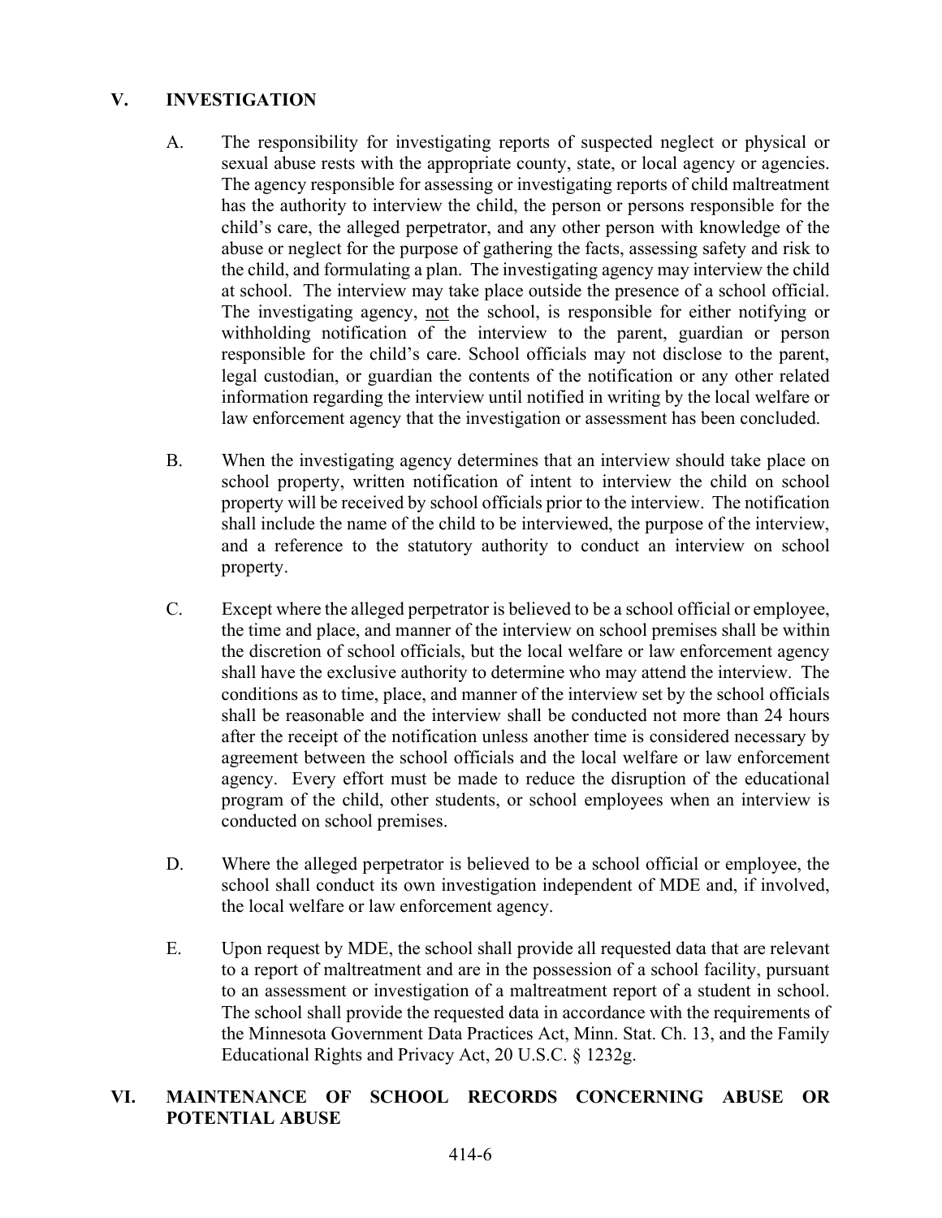## V. INVESTIGATION

A. The responsibility for investigating reports of suspected neglect or physical or sexual abuse rests with the appropriate county, state, or local agency or agencies. The agency responsible for assessing or investigating reports of child maltreatment has the authority to interview the child, the person or persons responsible for the child's care, the alleged perpetrator, and any other person with knowledge of the abuse or neglect for the purpose of gathering the facts, assessing safety and risk to the child, and formulating a plan. The investigating agency may interview the child at school. The interview may take place outside the presence of a school official. The investigating agency, <u>not</u> the school, is responsible for either notifying or withholding notification of the interview to the parent, guardian or person responsible for the child's care. School officials may not disclose to the parent, legal custodian, or guardian the contents of the notification or any other related information regarding the interview until notified in writing by the local welfare or law enforcement agency that the investigation or assessment has been concluded.

B. When the investigating agency determines that an interview should take place on school property, written notification of intent to interview the child on school property will be received by school officials prior to the interview. The notification shall include the name of the child to be interviewed, the purpose of the interview, and a reference to the statutory authority to conduct an interview on school property.

C. Except where the alleged perpetrator is believed to be a school official or employee, the time and place, and manner of the interview on school premises shall be within the discretion of school officials, but the local welfare or law enforcement agency shall have the exclusive authority to determine who may attend the interview. The conditions as to time, place, and manner of the interview set by the school officials shall be reasonable and the interview shall be conducted not more than 24 hours after the receipt of the notification unless another time is considered necessary by agreement between the school officials and the local welfare or law enforcement agency. Every effort must be made to reduce the disruption of the educational program of the child, other students, or school employees when an interview is conducted on school premises.

D. Where the alleged perpetrator is believed to be a school official or employee, the school shall conduct its own investigation independent of MDE and, if involved, the local welfare or law enforcement agency.

E. Upon request by MDE, the school shall provide all requested data that are relevant to a report of maltreatment and are in the possession of a school facility, pursuant to an assessment or investigation of a maltreatment report of a student in school. The school shall provide the requested data in accordance with the requirements of the Minnesota Government Data Practices Act, Minn. Stat. Ch. 13, and the Family Educational Rights and Privacy Act, 20 U.S.C. § 1232g.

## VI. MAINTENANCE OF SCHOOL RECORDS CONCERNING ABUSE OR POTENTIAL ABUSE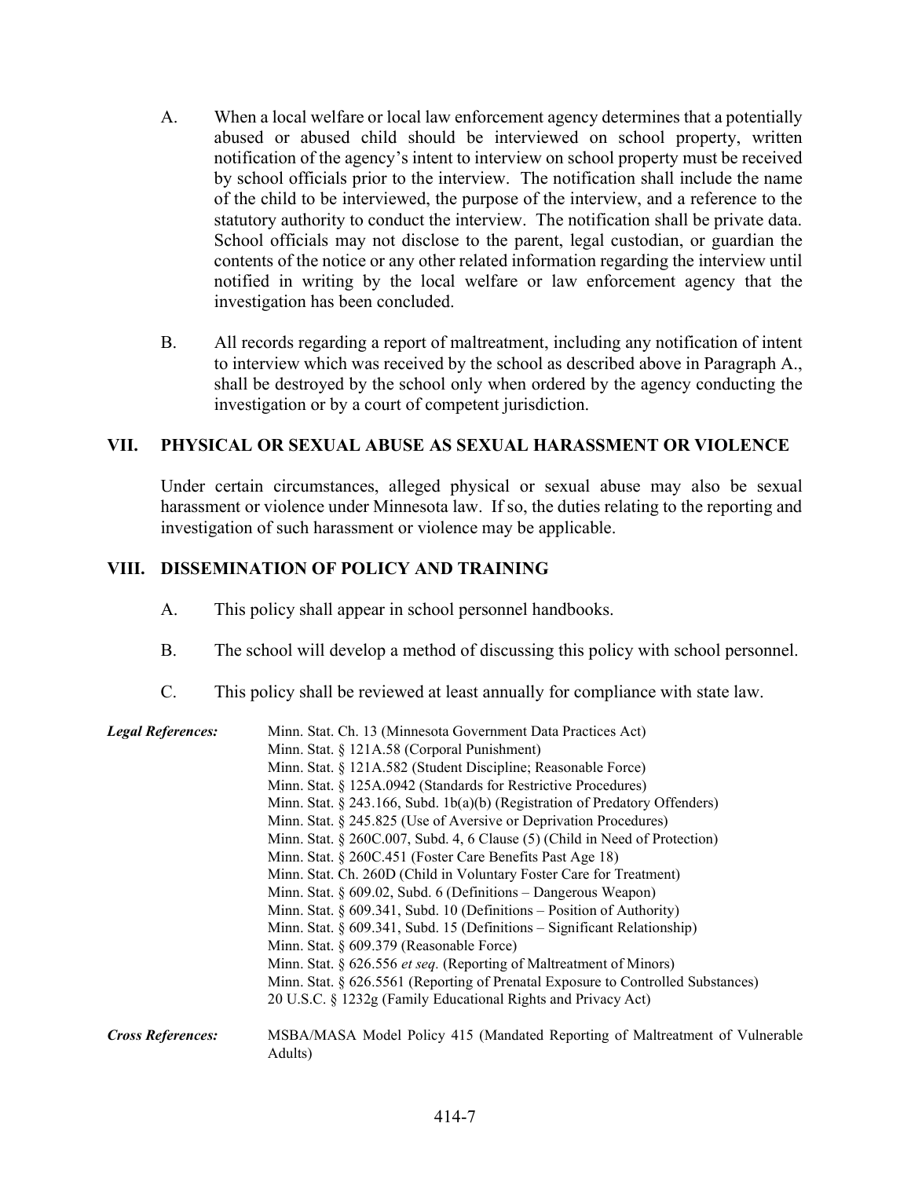A. When a local welfare or local law enforcement agency determines that a potentially abused or abused child should be interviewed on school property, written notification of the agency's intent to interview on school property must be received by school officials prior to the interview. The notification shall include the name of the child to be interviewed, the purpose of the interview, and a reference to the statutory authority to conduct the interview. The notification shall be private data. School officials may not disclose to the parent, legal custodian, or guardian the contents of the notice or any other related information regarding the interview until notified in writing by the local welfare or law enforcement agency that the investigation has been concluded.

B. All records regarding a report of maltreatment, including any notification of intent to interview which was received by the school as described above in Paragraph A., shall be destroyed by the school only when ordered by the agency conducting the investigation or by a court of competent jurisdiction.

## VII. PHYSICAL OR SEXUAL ABUSE AS SEXUAL HARASSMENT OR VIOLENCE

Under certain circumstances, alleged physical or sexual abuse may also be sexual harassment or violence under Minnesota law. If so, the duties relating to the reporting and investigation of such harassment or violence may be applicable.

## VIII. DISSEMINATION OF POLICY AND TRAINING

A. This policy shall appear in school personnel handbooks.

B. The school will develop a method of discussing this policy with school personnel.

C. This policy shall be reviewed at least annually for compliance with state law.

***Legal References:***
Minn. Stat. Ch. 13 (Minnesota Government Data Practices Act)
Minn. Stat. § 121A.58 (Corporal Punishment)
Minn. Stat. § 121A.582 (Student Discipline; Reasonable Force)
Minn. Stat. § 125A.0942 (Standards for Restrictive Procedures)
Minn. Stat. § 243.166, Subd. 1b(a)(b) (Registration of Predatory Offenders)
Minn. Stat. § 245.825 (Use of Aversive or Deprivation Procedures)
Minn. Stat. § 260C.007, Subd. 4, 6 Clause (5) (Child in Need of Protection)
Minn. Stat. § 260C.451 (Foster Care Benefits Past Age 18)
Minn. Stat. Ch. 260D (Child in Voluntary Foster Care for Treatment)
Minn. Stat. § 609.02, Subd. 6 (Definitions – Dangerous Weapon)
Minn. Stat. § 609.341, Subd. 10 (Definitions – Position of Authority)
Minn. Stat. § 609.341, Subd. 15 (Definitions – Significant Relationship)
Minn. Stat. § 609.379 (Reasonable Force)
Minn. Stat. § 626.556 *et seq.* (Reporting of Maltreatment of Minors)
Minn. Stat. § 626.5561 (Reporting of Prenatal Exposure to Controlled Substances)
20 U.S.C. § 1232g (Family Educational Rights and Privacy Act)

***Cross References:***
MSBA/MASA Model Policy 415 (Mandated Reporting of Maltreatment of Vulnerable Adults)